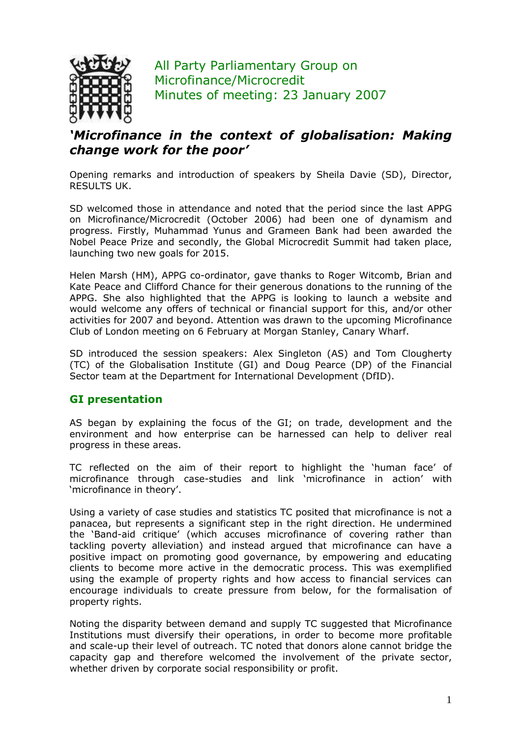All Party Parliamentary Group on Microfinance/Microcredit
Minutes of meeting: 23 January 2007

# *'Microfinance in the context of globalisation: Making change work for the poor'*

Opening remarks and introduction of speakers by Sheila Davie (SD), Director, RESULTS UK.

SD welcomed those in attendance and noted that the period since the last APPG on Microfinance/Microcredit (October 2006) had been one of dynamism and progress. Firstly, Muhammad Yunus and Grameen Bank had been awarded the Nobel Peace Prize and secondly, the Global Microcredit Summit had taken place, launching two new goals for 2015.

Helen Marsh (HM), APPG co-ordinator, gave thanks to Roger Witcomb, Brian and Kate Peace and Clifford Chance for their generous donations to the running of the APPG. She also highlighted that the APPG is looking to launch a website and would welcome any offers of technical or financial support for this, and/or other activities for 2007 and beyond. Attention was drawn to the upcoming Microfinance Club of London meeting on 6 February at Morgan Stanley, Canary Wharf.

SD introduced the session speakers: Alex Singleton (AS) and Tom Clougherty (TC) of the Globalisation Institute (GI) and Doug Pearce (DP) of the Financial Sector team at the Department for International Development (DfID).

## GI presentation

AS began by explaining the focus of the GI; on trade, development and the environment and how enterprise can be harnessed can help to deliver real progress in these areas.

TC reflected on the aim of their report to highlight the 'human face' of microfinance through case-studies and link 'microfinance in action' with 'microfinance in theory'.

Using a variety of case studies and statistics TC posited that microfinance is not a panacea, but represents a significant step in the right direction. He undermined the 'Band-aid critique' (which accuses microfinance of covering rather than tackling poverty alleviation) and instead argued that microfinance can have a positive impact on promoting good governance, by empowering and educating clients to become more active in the democratic process. This was exemplified using the example of property rights and how access to financial services can encourage individuals to create pressure from below, for the formalisation of property rights.

Noting the disparity between demand and supply TC suggested that Microfinance Institutions must diversify their operations, in order to become more profitable and scale-up their level of outreach. TC noted that donors alone cannot bridge the capacity gap and therefore welcomed the involvement of the private sector, whether driven by corporate social responsibility or profit.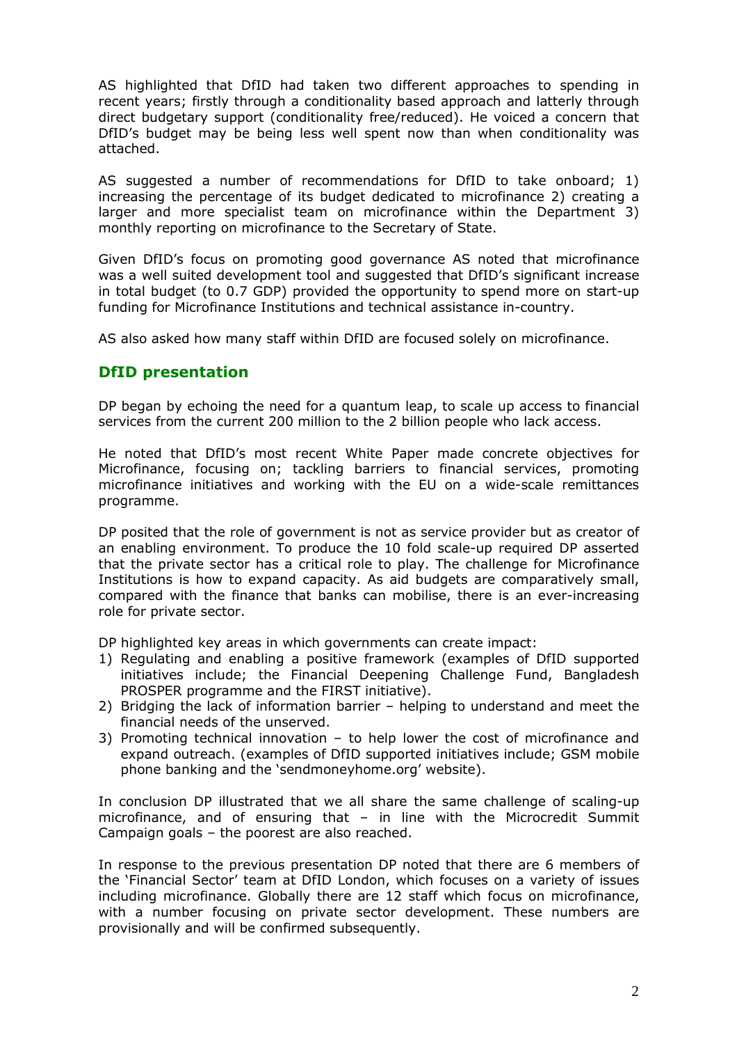AS highlighted that DfID had taken two different approaches to spending in recent years; firstly through a conditionality based approach and latterly through direct budgetary support (conditionality free/reduced). He voiced a concern that DfID's budget may be being less well spent now than when conditionality was attached.

AS suggested a number of recommendations for DfID to take onboard; 1) increasing the percentage of its budget dedicated to microfinance 2) creating a larger and more specialist team on microfinance within the Department 3) monthly reporting on microfinance to the Secretary of State.

Given DfID's focus on promoting good governance AS noted that microfinance was a well suited development tool and suggested that DfID's significant increase in total budget (to 0.7 GDP) provided the opportunity to spend more on start-up funding for Microfinance Institutions and technical assistance in-country.

AS also asked how many staff within DfID are focused solely on microfinance.

## DfID presentation

DP began by echoing the need for a quantum leap, to scale up access to financial services from the current 200 million to the 2 billion people who lack access.

He noted that DfID's most recent White Paper made concrete objectives for Microfinance, focusing on; tackling barriers to financial services, promoting microfinance initiatives and working with the EU on a wide-scale remittances programme.

DP posited that the role of government is not as service provider but as creator of an enabling environment. To produce the 10 fold scale-up required DP asserted that the private sector has a critical role to play. The challenge for Microfinance Institutions is how to expand capacity. As aid budgets are comparatively small, compared with the finance that banks can mobilise, there is an ever-increasing role for private sector.

DP highlighted key areas in which governments can create impact:

1) Regulating and enabling a positive framework (examples of DfID supported initiatives include; the Financial Deepening Challenge Fund, Bangladesh PROSPER programme and the FIRST initiative).
2) Bridging the lack of information barrier – helping to understand and meet the financial needs of the unserved.
3) Promoting technical innovation – to help lower the cost of microfinance and expand outreach. (examples of DfID supported initiatives include; GSM mobile phone banking and the 'sendmoneyhome.org' website).

In conclusion DP illustrated that we all share the same challenge of scaling-up microfinance, and of ensuring that – in line with the Microcredit Summit Campaign goals – the poorest are also reached.

In response to the previous presentation DP noted that there are 6 members of the 'Financial Sector' team at DfID London, which focuses on a variety of issues including microfinance. Globally there are 12 staff which focus on microfinance, with a number focusing on private sector development. These numbers are provisionally and will be confirmed subsequently.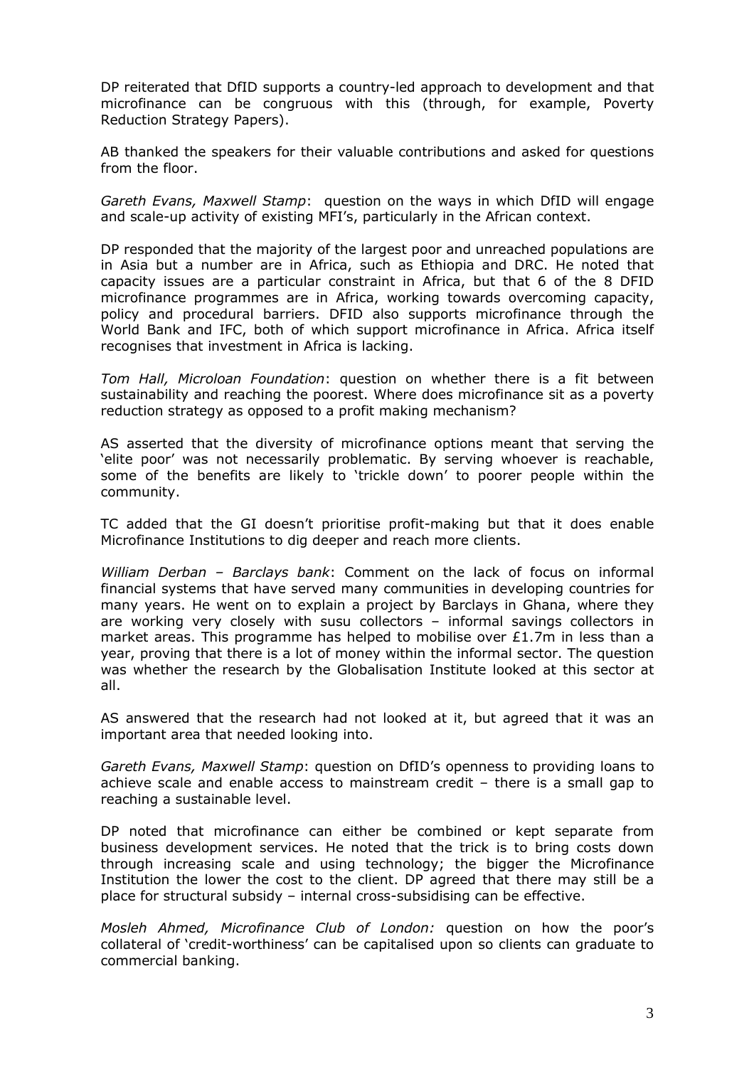DP reiterated that DfID supports a country-led approach to development and that microfinance can be congruous with this (through, for example, Poverty Reduction Strategy Papers).

AB thanked the speakers for their valuable contributions and asked for questions from the floor.

*Gareth Evans, Maxwell Stamp*: question on the ways in which DfID will engage and scale-up activity of existing MFI's, particularly in the African context.

DP responded that the majority of the largest poor and unreached populations are in Asia but a number are in Africa, such as Ethiopia and DRC. He noted that capacity issues are a particular constraint in Africa, but that 6 of the 8 DFID microfinance programmes are in Africa, working towards overcoming capacity, policy and procedural barriers. DFID also supports microfinance through the World Bank and IFC, both of which support microfinance in Africa. Africa itself recognises that investment in Africa is lacking.

*Tom Hall, Microloan Foundation*: question on whether there is a fit between sustainability and reaching the poorest. Where does microfinance sit as a poverty reduction strategy as opposed to a profit making mechanism?

AS asserted that the diversity of microfinance options meant that serving the 'elite poor' was not necessarily problematic. By serving whoever is reachable, some of the benefits are likely to 'trickle down' to poorer people within the community.

TC added that the GI doesn't prioritise profit-making but that it does enable Microfinance Institutions to dig deeper and reach more clients.

*William Derban – Barclays bank*: Comment on the lack of focus on informal financial systems that have served many communities in developing countries for many years. He went on to explain a project by Barclays in Ghana, where they are working very closely with susu collectors – informal savings collectors in market areas. This programme has helped to mobilise over £1.7m in less than a year, proving that there is a lot of money within the informal sector. The question was whether the research by the Globalisation Institute looked at this sector at all.

AS answered that the research had not looked at it, but agreed that it was an important area that needed looking into.

*Gareth Evans, Maxwell Stamp*: question on DfID's openness to providing loans to achieve scale and enable access to mainstream credit – there is a small gap to reaching a sustainable level.

DP noted that microfinance can either be combined or kept separate from business development services. He noted that the trick is to bring costs down through increasing scale and using technology; the bigger the Microfinance Institution the lower the cost to the client. DP agreed that there may still be a place for structural subsidy – internal cross-subsidising can be effective.

*Mosleh Ahmed, Microfinance Club of London:* question on how the poor's collateral of 'credit-worthiness' can be capitalised upon so clients can graduate to commercial banking.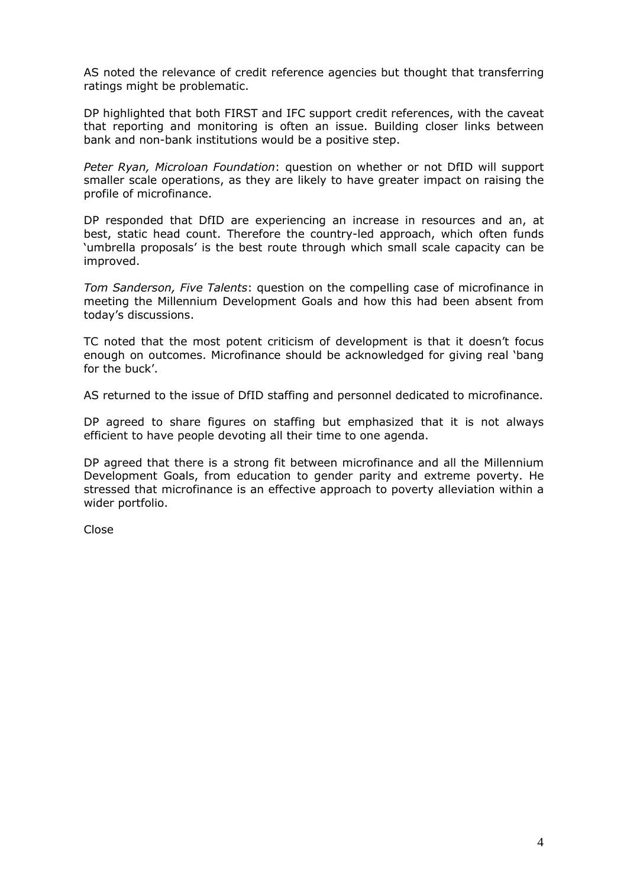AS noted the relevance of credit reference agencies but thought that transferring ratings might be problematic.

DP highlighted that both FIRST and IFC support credit references, with the caveat that reporting and monitoring is often an issue. Building closer links between bank and non-bank institutions would be a positive step.

*Peter Ryan, Microloan Foundation*: question on whether or not DfID will support smaller scale operations, as they are likely to have greater impact on raising the profile of microfinance.

DP responded that DfID are experiencing an increase in resources and an, at best, static head count. Therefore the country-led approach, which often funds 'umbrella proposals' is the best route through which small scale capacity can be improved.

*Tom Sanderson, Five Talents*: question on the compelling case of microfinance in meeting the Millennium Development Goals and how this had been absent from today's discussions.

TC noted that the most potent criticism of development is that it doesn't focus enough on outcomes. Microfinance should be acknowledged for giving real 'bang for the buck'.

AS returned to the issue of DfID staffing and personnel dedicated to microfinance.

DP agreed to share figures on staffing but emphasized that it is not always efficient to have people devoting all their time to one agenda.

DP agreed that there is a strong fit between microfinance and all the Millennium Development Goals, from education to gender parity and extreme poverty. He stressed that microfinance is an effective approach to poverty alleviation within a wider portfolio.

Close